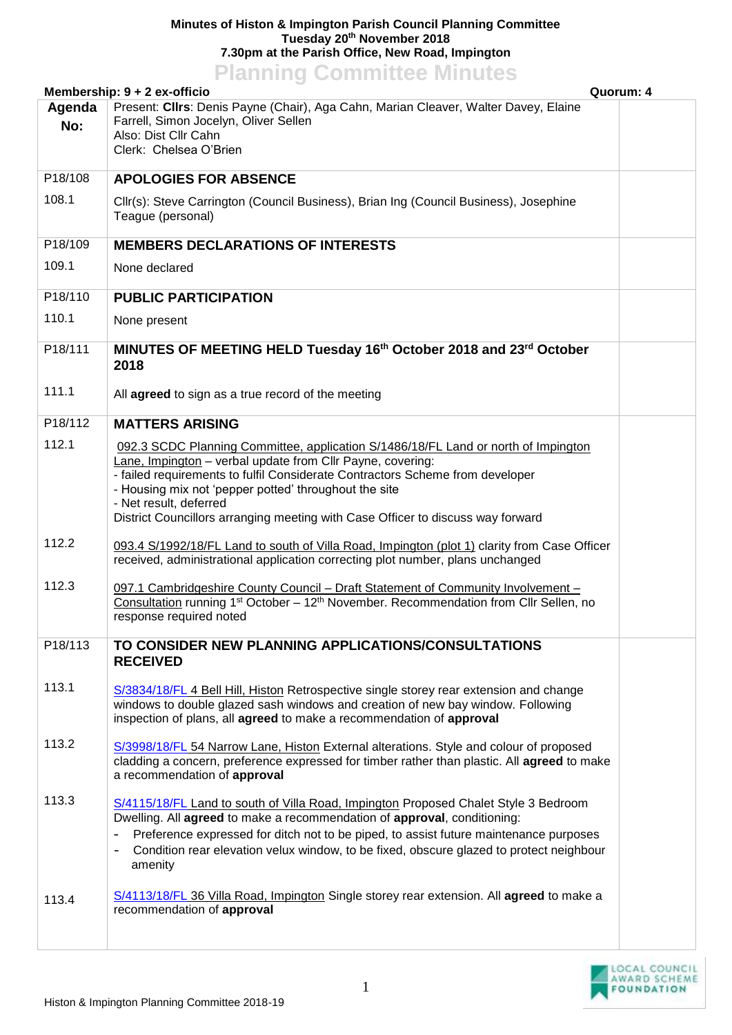**Minutes of Histon & Impington Parish Council Planning Committee**
**Tuesday 20th November 2018**
**7.30pm at the Parish Office, New Road, Impington**

# Planning Committee Minutes

**Membership: 9 + 2 ex-officio** **Quorum: 4**

| Agenda No: | | |
|---|---|---|
| | Present: **Cllrs**: Denis Payne (Chair), Aga Cahn, Marian Cleaver, Walter Davey, Elaine Farrell, Simon Jocelyn, Oliver Sellen<br>Also: Dist Cllr Cahn<br>Clerk: Chelsea O'Brien | |
| P18/108 | **APOLOGIES FOR ABSENCE** | |
| 108.1 | Cllr(s): Steve Carrington (Council Business), Brian Ing (Council Business), Josephine Teague (personal) | |
| P18/109 | **MEMBERS DECLARATIONS OF INTERESTS** | |
| 109.1 | None declared | |
| P18/110 | **PUBLIC PARTICIPATION** | |
| 110.1 | None present | |
| P18/111 | **MINUTES OF MEETING HELD Tuesday 16th October 2018 and 23rd October 2018** | |
| 111.1 | All **agreed** to sign as a true record of the meeting | |
| P18/112 | **MATTERS ARISING** | |
| 112.1 | 092.3 SCDC Planning Committee, application S/1486/18/FL Land or north of Impington Lane, Impington – verbal update from Cllr Payne, covering:<br>- failed requirements to fulfil Considerate Contractors Scheme from developer<br>- Housing mix not 'pepper potted' throughout the site<br>- Net result, deferred<br>District Councillors arranging meeting with Case Officer to discuss way forward | |
| 112.2 | 093.4 S/1992/18/FL Land to south of Villa Road, Impington (plot 1) clarity from Case Officer received, administrational application correcting plot number, plans unchanged | |
| 112.3 | 097.1 Cambridgeshire County Council – Draft Statement of Community Involvement – Consultation running 1st October – 12th November. Recommendation from Cllr Sellen, no response required noted | |
| P18/113 | **TO CONSIDER NEW PLANNING APPLICATIONS/CONSULTATIONS RECEIVED** | |
| 113.1 | S/3834/18/FL 4 Bell Hill, Histon Retrospective single storey rear extension and change windows to double glazed sash windows and creation of new bay window. Following inspection of plans, all **agreed** to make a recommendation of **approval** | |
| 113.2 | S/3998/18/FL 54 Narrow Lane, Histon External alterations. Style and colour of proposed cladding a concern, preference expressed for timber rather than plastic. All **agreed** to make a recommendation of **approval** | |
| 113.3 | S/4115/18/FL Land to south of Villa Road, Impington Proposed Chalet Style 3 Bedroom Dwelling. All **agreed** to make a recommendation of **approval**, conditioning:<br>- Preference expressed for ditch not to be piped, to assist future maintenance purposes<br>- Condition rear elevation velux window, to be fixed, obscure glazed to protect neighbour amenity | |
| 113.4 | S/4113/18/FL 36 Villa Road, Impington Single storey rear extension. All **agreed** to make a recommendation of **approval** | |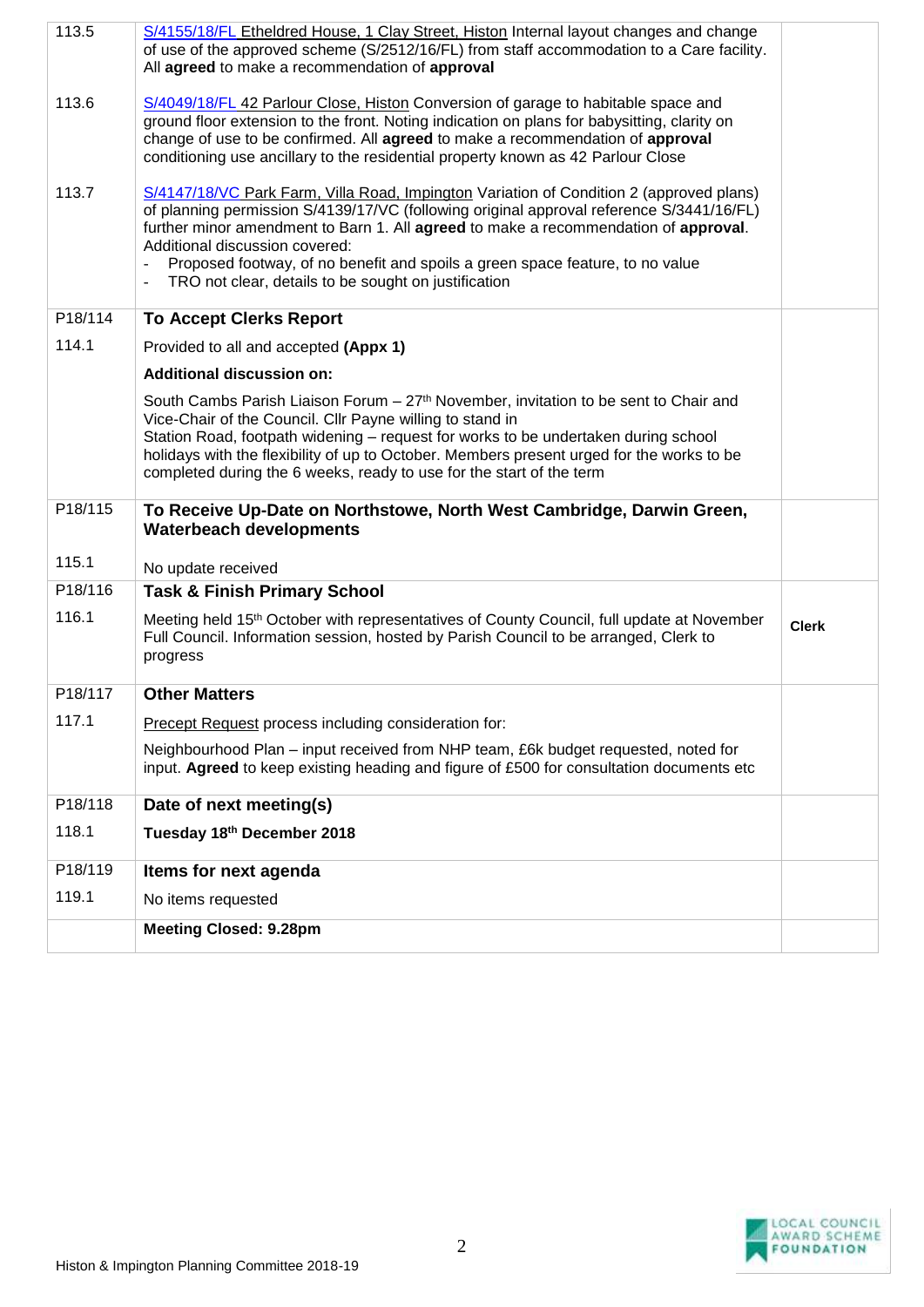| | | |
|---|---|---|
| 113.5 | S/4155/18/FL Etheldred House, 1 Clay Street, Histon Internal layout changes and change of use of the approved scheme (S/2512/16/FL) from staff accommodation to a Care facility. All **agreed** to make a recommendation of **approval** | |
| 113.6 | S/4049/18/FL 42 Parlour Close, Histon Conversion of garage to habitable space and ground floor extension to the front. Noting indication on plans for babysitting, clarity on change of use to be confirmed. All **agreed** to make a recommendation of **approval** conditioning use ancillary to the residential property known as 42 Parlour Close | |
| 113.7 | S/4147/18/VC Park Farm, Villa Road, Impington Variation of Condition 2 (approved plans) of planning permission S/4139/17/VC (following original approval reference S/3441/16/FL) further minor amendment to Barn 1. All **agreed** to make a recommendation of **approval**. Additional discussion covered: <br>- Proposed footway, of no benefit and spoils a green space feature, to no value <br>- TRO not clear, details to be sought on justification | |
| P18/114 | **To Accept Clerks Report** | |
| 114.1 | Provided to all and accepted **(Appx 1)** | |
| | **Additional discussion on:** | |
| | South Cambs Parish Liaison Forum – 27th November, invitation to be sent to Chair and Vice-Chair of the Council. Cllr Payne willing to stand in <br>Station Road, footpath widening – request for works to be undertaken during school holidays with the flexibility of up to October. Members present urged for the works to be completed during the 6 weeks, ready to use for the start of the term | |
| P18/115 | **To Receive Up-Date on Northstowe, North West Cambridge, Darwin Green, Waterbeach developments** | |
| 115.1 | No update received | |
| P18/116 | **Task & Finish Primary School** | |
| 116.1 | Meeting held 15th October with representatives of County Council, full update at November Full Council. Information session, hosted by Parish Council to be arranged, Clerk to progress | **Clerk** |
| P18/117 | **Other Matters** | |
| 117.1 | Precept Request process including consideration for: | |
| | Neighbourhood Plan – input received from NHP team, £6k budget requested, noted for input. **Agreed** to keep existing heading and figure of £500 for consultation documents etc | |
| P18/118 | **Date of next meeting(s)** | |
| 118.1 | **Tuesday 18th December 2018** | |
| P18/119 | **Items for next agenda** | |
| 119.1 | No items requested | |
| | **Meeting Closed: 9.28pm** | |